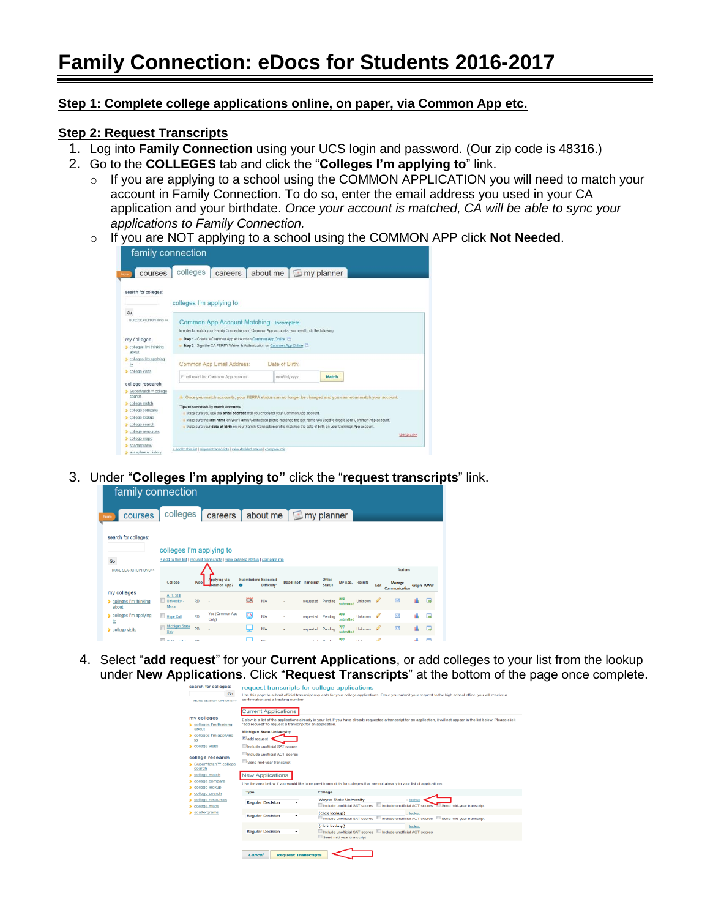# Family Connection: eDocs for Students 2016-2017

**Step 1: Complete college applications online, on paper, via Common App etc.**

**Step 2: Request Transcripts**

1. Log into **Family Connection** using your UCS login and password. (Our zip code is 48316.)
2. Go to the **COLLEGES** tab and click the "**Colleges I'm applying to**" link.
   - If you are applying to a school using the COMMON APPLICATION you will need to match your account in Family Connection. To do so, enter the email address you used in your CA application and your birthdate. *Once your account is matched, CA will be able to sync your applications to Family Connection.*
   - If you are NOT applying to a school using the COMMON APP click **Not Needed**.
3. Under "**Colleges I'm applying to"** click the "**request transcripts**" link.
4. Select "**add request**" for your **Current Applications**, or add colleges to your list from the lookup under **New Applications**. Click "**Request Transcripts**" at the bottom of the page once complete.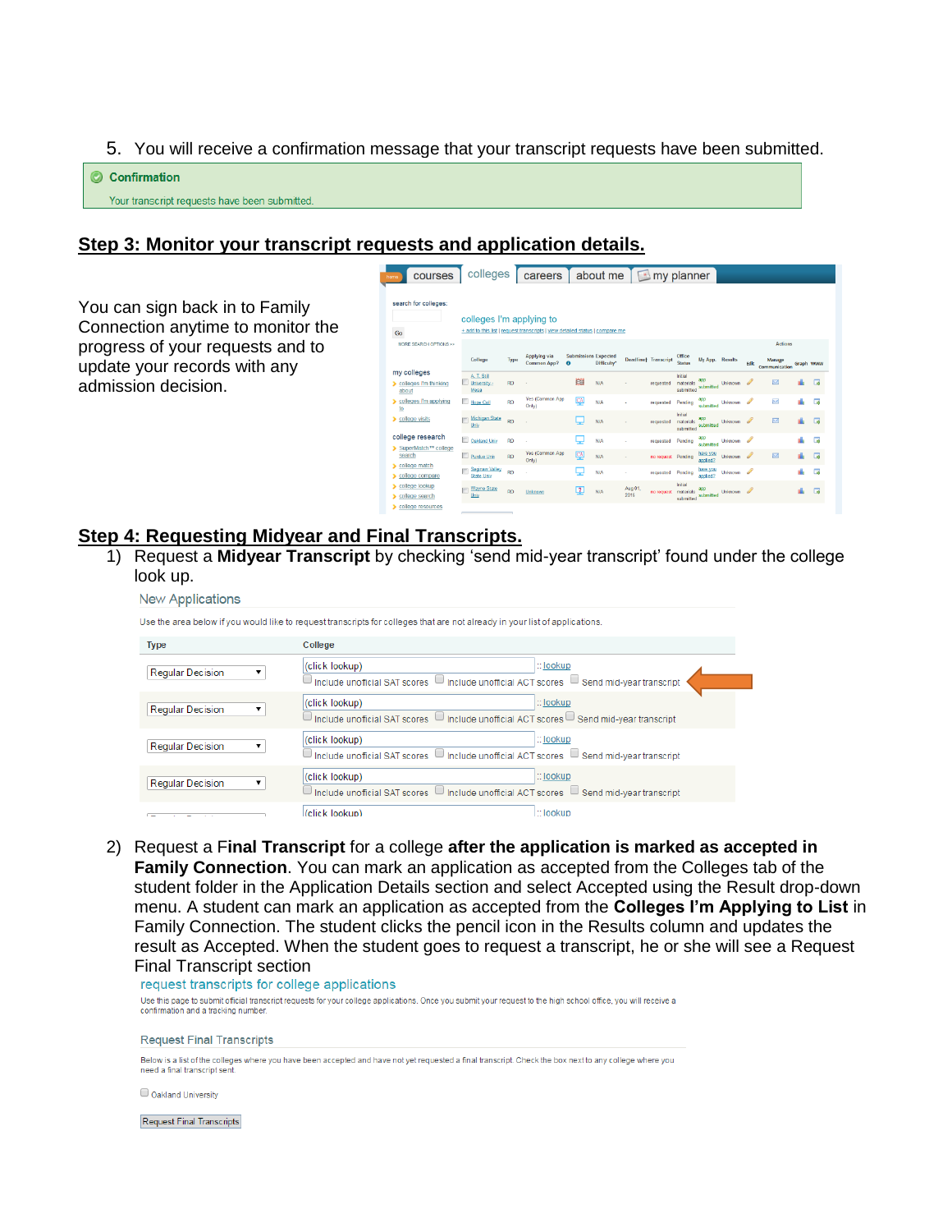5. You will receive a confirmation message that your transcript requests have been submitted.

**Confirmation**

Your transcript requests have been submitted.

## Step 3: Monitor your transcript requests and application details.

You can sign back in to Family Connection anytime to monitor the progress of your requests and to update your records with any admission decision.

## Step 4: Requesting Midyear and Final Transcripts.

1) Request a **Midyear Transcript** by checking 'send mid-year transcript' found under the college look up.

New Applications

Use the area below if you would like to request transcripts for colleges that are not already in your list of applications.

| Type | College |
|---|---|
| Regular Decision | (click lookup) :: lookup<br>Include unofficial SAT scores  Include unofficial ACT scores  Send mid-year transcript |
| Regular Decision | (click lookup) :: lookup<br>Include unofficial SAT scores  Include unofficial ACT scores  Send mid-year transcript |
| Regular Decision | (click lookup) :: lookup<br>Include unofficial SAT scores  Include unofficial ACT scores  Send mid-year transcript |
| Regular Decision | (click lookup) :: lookup<br>Include unofficial SAT scores  Include unofficial ACT scores  Send mid-year transcript |
| | (click lookup) :: lookup |

2) Request a **Final Transcript** for a college **after the application is marked as accepted in Family Connection**. You can mark an application as accepted from the Colleges tab of the student folder in the Application Details section and select Accepted using the Result drop-down menu. A student can mark an application as accepted from the **Colleges I'm Applying to List** in Family Connection. The student clicks the pencil icon in the Results column and updates the result as Accepted. When the student goes to request a transcript, he or she will see a Request Final Transcript section

request transcripts for college applications

Use this page to submit official transcript requests for your college applications. Once you submit your request to the high school office, you will receive a confirmation and a tracking number.

Request Final Transcripts

Below is a list of the colleges where you have been accepted and have not yet requested a final transcript. Check the box next to any college where you need a final transcript sent.

Oakland University

Request Final Transcripts